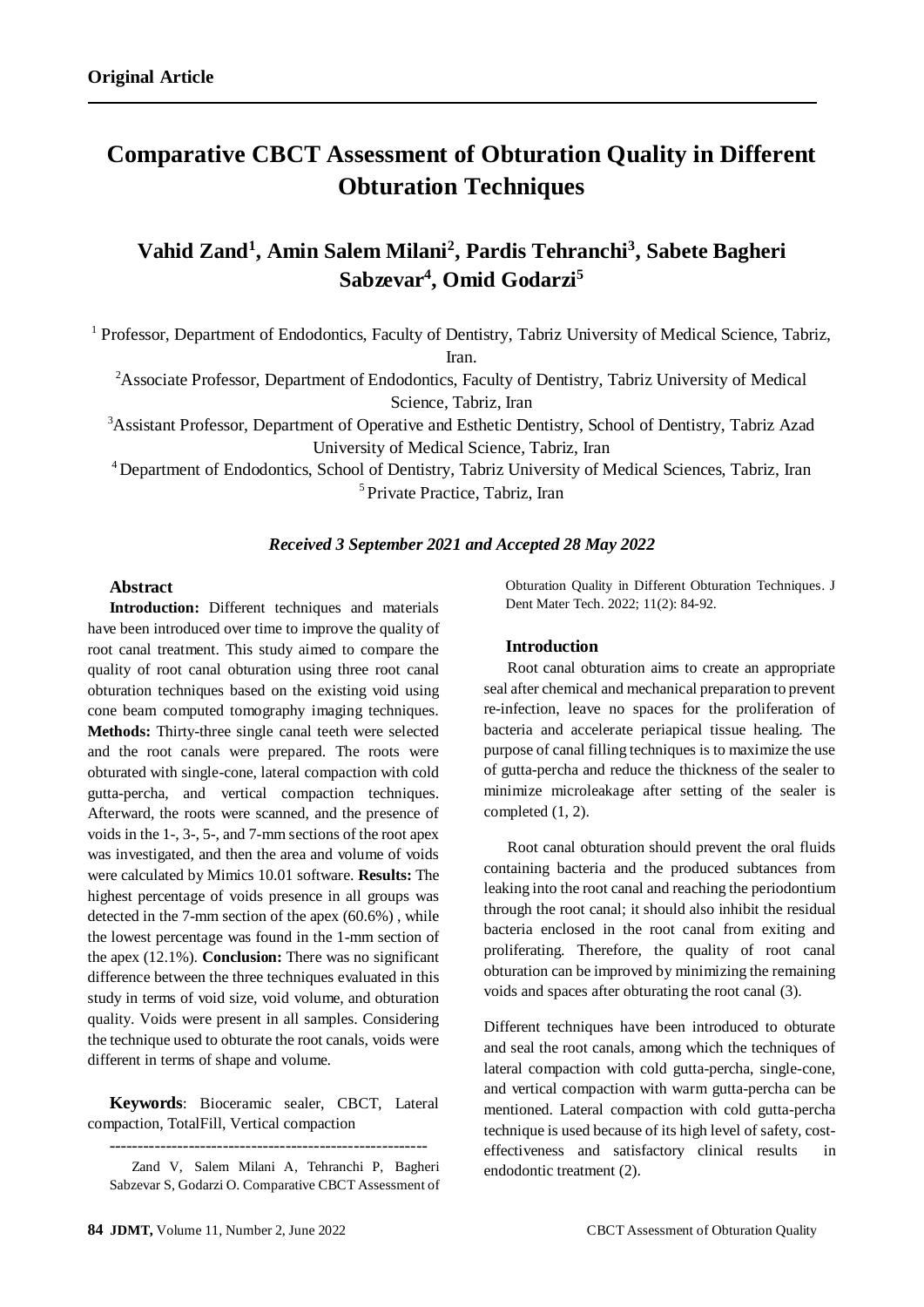**Original Article**

# Comparative CBCT Assessment of Obturation Quality in Different Obturation Techniques

## Vahid Zand[1], Amin Salem Milani[2], Pardis Tehranchi[3], Sabete Bagheri Sabzevar[4], Omid Godarzi[5]

[1] Professor, Department of Endodontics, Faculty of Dentistry, Tabriz University of Medical Science, Tabriz, Iran.

[2] Associate Professor, Department of Endodontics, Faculty of Dentistry, Tabriz University of Medical Science, Tabriz, Iran

[3] Assistant Professor, Department of Operative and Esthetic Dentistry, School of Dentistry, Tabriz Azad University of Medical Science, Tabriz, Iran

[4] Department of Endodontics, School of Dentistry, Tabriz University of Medical Sciences, Tabriz, Iran

[5] Private Practice, Tabriz, Iran

***Received 3 September 2021 and Accepted 28 May 2022***

### Abstract

**Introduction:** Different techniques and materials have been introduced over time to improve the quality of root canal treatment. This study aimed to compare the quality of root canal obturation using three root canal obturation techniques based on the existing void using cone beam computed tomography imaging techniques. **Methods:** Thirty-three single canal teeth were selected and the root canals were prepared. The roots were obturated with single-cone, lateral compaction with cold gutta-percha, and vertical compaction techniques. Afterward, the roots were scanned, and the presence of voids in the 1-, 3-, 5-, and 7-mm sections of the root apex was investigated, and then the area and volume of voids were calculated by Mimics 10.01 software. **Results:** The highest percentage of voids presence in all groups was detected in the 7-mm section of the apex (60.6%) , while the lowest percentage was found in the 1-mm section of the apex (12.1%). **Conclusion:** There was no significant difference between the three techniques evaluated in this study in terms of void size, void volume, and obturation quality. Voids were present in all samples. Considering the technique used to obturate the root canals, voids were different in terms of shape and volume.

**Keywords**: Bioceramic sealer, CBCT, Lateral compaction, TotalFill, Vertical compaction

---

Zand V, Salem Milani A, Tehranchi P, Bagheri Sabzevar S, Godarzi O. Comparative CBCT Assessment of Obturation Quality in Different Obturation Techniques. J Dent Mater Tech. 2022; 11(2): 84-92.

### Introduction

Root canal obturation aims to create an appropriate seal after chemical and mechanical preparation to prevent re-infection, leave no spaces for the proliferation of bacteria and accelerate periapical tissue healing. The purpose of canal filling techniques is to maximize the use of gutta-percha and reduce the thickness of the sealer to minimize microleakage after setting of the sealer is completed (1, 2).

Root canal obturation should prevent the oral fluids containing bacteria and the produced subtances from leaking into the root canal and reaching the periodontium through the root canal; it should also inhibit the residual bacteria enclosed in the root canal from exiting and proliferating. Therefore, the quality of root canal obturation can be improved by minimizing the remaining voids and spaces after obturating the root canal (3).

Different techniques have been introduced to obturate and seal the root canals, among which the techniques of lateral compaction with cold gutta-percha, single-cone, and vertical compaction with warm gutta-percha can be mentioned. Lateral compaction with cold gutta-percha technique is used because of its high level of safety, cost-effectiveness and satisfactory clinical results in endodontic treatment (2).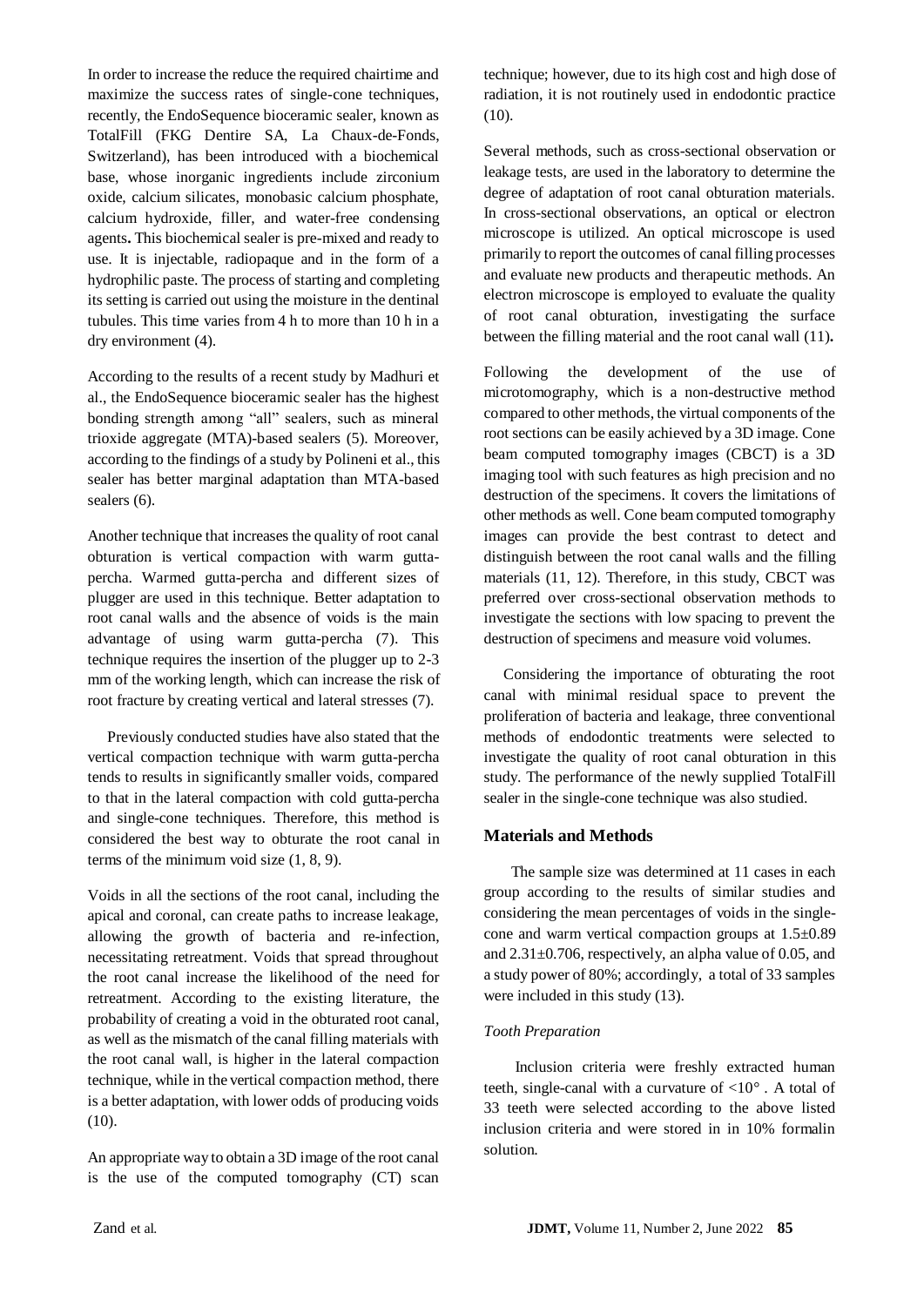In order to increase the reduce the required chairtime and maximize the success rates of single-cone techniques, recently, the EndoSequence bioceramic sealer, known as TotalFill (FKG Dentire SA, La Chaux-de-Fonds, Switzerland), has been introduced with a biochemical base, whose inorganic ingredients include zirconium oxide, calcium silicates, monobasic calcium phosphate, calcium hydroxide, filler, and water-free condensing agents**.** This biochemical sealer is pre-mixed and ready to use. It is injectable, radiopaque and in the form of a hydrophilic paste. The process of starting and completing its setting is carried out using the moisture in the dentinal tubules. This time varies from 4 h to more than 10 h in a dry environment (4).

According to the results of a recent study by Madhuri et al., the EndoSequence bioceramic sealer has the highest bonding strength among "all" sealers, such as mineral trioxide aggregate (MTA)-based sealers (5). Moreover, according to the findings of a study by Polineni et al., this sealer has better marginal adaptation than MTA-based sealers (6).

Another technique that increases the quality of root canal obturation is vertical compaction with warm gutta-percha. Warmed gutta-percha and different sizes of plugger are used in this technique. Better adaptation to root canal walls and the absence of voids is the main advantage of using warm gutta-percha (7). This technique requires the insertion of the plugger up to 2-3 mm of the working length, which can increase the risk of root fracture by creating vertical and lateral stresses (7).

Previously conducted studies have also stated that the vertical compaction technique with warm gutta-percha tends to results in significantly smaller voids, compared to that in the lateral compaction with cold gutta-percha and single-cone techniques. Therefore, this method is considered the best way to obturate the root canal in terms of the minimum void size (1, 8, 9).

Voids in all the sections of the root canal, including the apical and coronal, can create paths to increase leakage, allowing the growth of bacteria and re-infection, necessitating retreatment. Voids that spread throughout the root canal increase the likelihood of the need for retreatment. According to the existing literature, the probability of creating a void in the obturated root canal, as well as the mismatch of the canal filling materials with the root canal wall, is higher in the lateral compaction technique, while in the vertical compaction method, there is a better adaptation, with lower odds of producing voids (10).

An appropriate way to obtain a 3D image of the root canal is the use of the computed tomography (CT) scan technique; however, due to its high cost and high dose of radiation, it is not routinely used in endodontic practice (10).

Several methods, such as cross-sectional observation or leakage tests, are used in the laboratory to determine the degree of adaptation of root canal obturation materials. In cross-sectional observations, an optical or electron microscope is utilized. An optical microscope is used primarily to report the outcomes of canal filling processes and evaluate new products and therapeutic methods. An electron microscope is employed to evaluate the quality of root canal obturation, investigating the surface between the filling material and the root canal wall (11)**.**

Following the development of the use of microtomography, which is a non-destructive method compared to other methods, the virtual components of the root sections can be easily achieved by a 3D image. Cone beam computed tomography images (CBCT) is a 3D imaging tool with such features as high precision and no destruction of the specimens. It covers the limitations of other methods as well. Cone beam computed tomography images can provide the best contrast to detect and distinguish between the root canal walls and the filling materials (11, 12). Therefore, in this study, CBCT was preferred over cross-sectional observation methods to investigate the sections with low spacing to prevent the destruction of specimens and measure void volumes.

Considering the importance of obturating the root canal with minimal residual space to prevent the proliferation of bacteria and leakage, three conventional methods of endodontic treatments were selected to investigate the quality of root canal obturation in this study. The performance of the newly supplied TotalFill sealer in the single-cone technique was also studied.

## Materials and Methods

The sample size was determined at 11 cases in each group according to the results of similar studies and considering the mean percentages of voids in the single-cone and warm vertical compaction groups at $1.5\pm0.89$ and $2.31\pm0.706$, respectively, an alpha value of 0.05, and a study power of 80%; accordingly, a total of 33 samples were included in this study (13).

### *Tooth Preparation*

Inclusion criteria were freshly extracted human teeth, single-canal with a curvature of $<10°$ . A total of 33 teeth were selected according to the above listed inclusion criteria and were stored in in 10% formalin solution.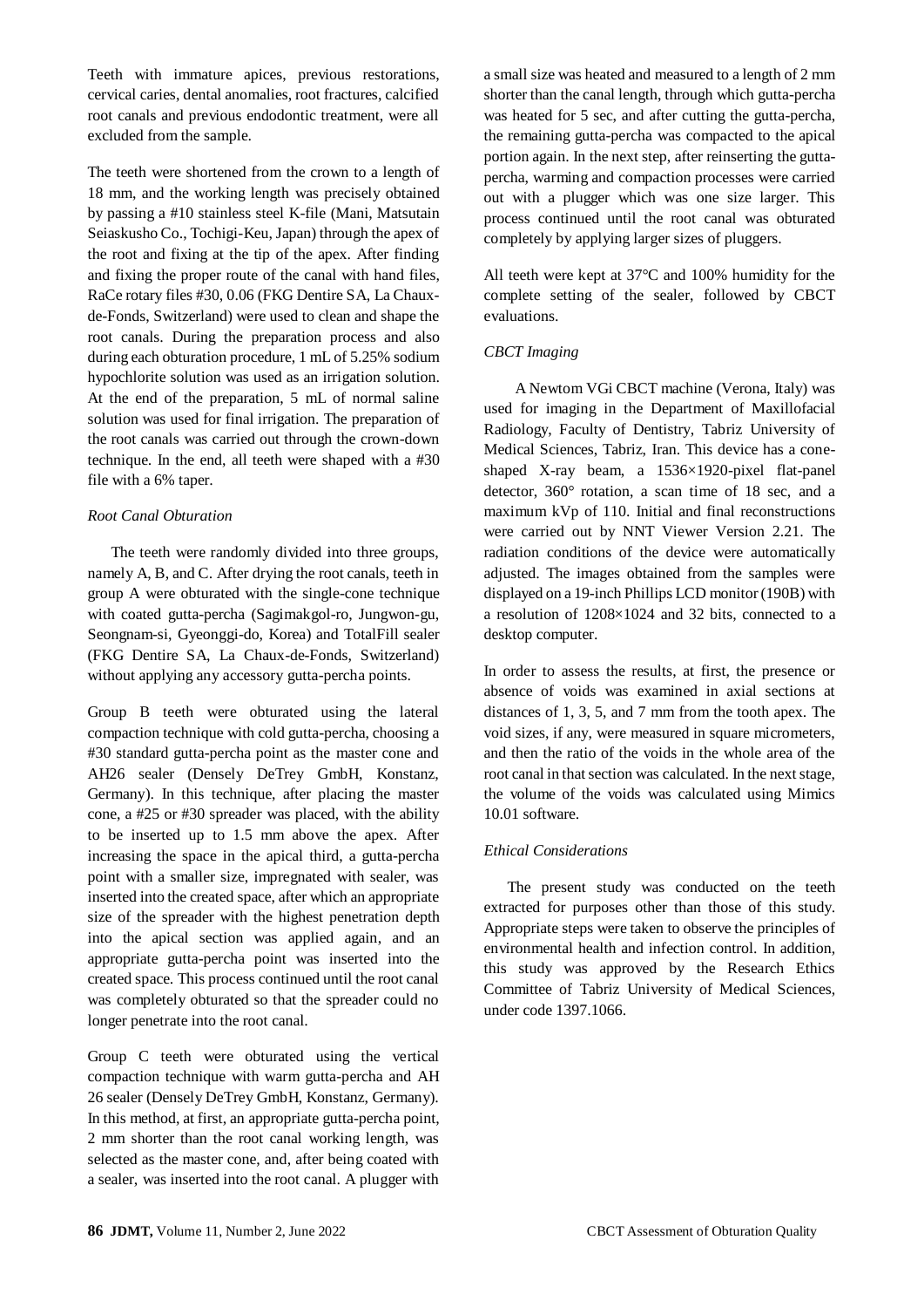Teeth with immature apices, previous restorations, cervical caries, dental anomalies, root fractures, calcified root canals and previous endodontic treatment, were all excluded from the sample.

The teeth were shortened from the crown to a length of 18 mm, and the working length was precisely obtained by passing a #10 stainless steel K-file (Mani, Matsutain Seiaskusho Co., Tochigi-Keu, Japan) through the apex of the root and fixing at the tip of the apex. After finding and fixing the proper route of the canal with hand files, RaCe rotary files #30, 0.06 (FKG Dentire SA, La Chaux-de-Fonds, Switzerland) were used to clean and shape the root canals. During the preparation process and also during each obturation procedure, 1 mL of 5.25% sodium hypochlorite solution was used as an irrigation solution. At the end of the preparation, 5 mL of normal saline solution was used for final irrigation. The preparation of the root canals was carried out through the crown-down technique. In the end, all teeth were shaped with a #30 file with a 6% taper.

*Root Canal Obturation*

The teeth were randomly divided into three groups, namely A, B, and C. After drying the root canals, teeth in group A were obturated with the single-cone technique with coated gutta-percha (Sagimakgol-ro, Jungwon-gu, Seongnam-si, Gyeonggi-do, Korea) and TotalFill sealer (FKG Dentire SA, La Chaux-de-Fonds, Switzerland) without applying any accessory gutta-percha points.

Group B teeth were obturated using the lateral compaction technique with cold gutta-percha, choosing a #30 standard gutta-percha point as the master cone and AH26 sealer (Densely DeTrey GmbH, Konstanz, Germany). In this technique, after placing the master cone, a #25 or #30 spreader was placed, with the ability to be inserted up to 1.5 mm above the apex. After increasing the space in the apical third, a gutta-percha point with a smaller size, impregnated with sealer, was inserted into the created space, after which an appropriate size of the spreader with the highest penetration depth into the apical section was applied again, and an appropriate gutta-percha point was inserted into the created space. This process continued until the root canal was completely obturated so that the spreader could no longer penetrate into the root canal.

Group C teeth were obturated using the vertical compaction technique with warm gutta-percha and AH 26 sealer (Densely DeTrey GmbH, Konstanz, Germany). In this method, at first, an appropriate gutta-percha point, 2 mm shorter than the root canal working length, was selected as the master cone, and, after being coated with a sealer, was inserted into the root canal. A plugger with a small size was heated and measured to a length of 2 mm shorter than the canal length, through which gutta-percha was heated for 5 sec, and after cutting the gutta-percha, the remaining gutta-percha was compacted to the apical portion again. In the next step, after reinserting the gutta-percha, warming and compaction processes were carried out with a plugger which was one size larger. This process continued until the root canal was obturated completely by applying larger sizes of pluggers.

All teeth were kept at 37°C and 100% humidity for the complete setting of the sealer, followed by CBCT evaluations.

*CBCT Imaging*

A Newtom VGi CBCT machine (Verona, Italy) was used for imaging in the Department of Maxillofacial Radiology, Faculty of Dentistry, Tabriz University of Medical Sciences, Tabriz, Iran. This device has a cone-shaped X-ray beam, a 1536×1920-pixel flat-panel detector, 360° rotation, a scan time of 18 sec, and a maximum kVp of 110. Initial and final reconstructions were carried out by NNT Viewer Version 2.21. The radiation conditions of the device were automatically adjusted. The images obtained from the samples were displayed on a 19-inch Phillips LCD monitor (190B) with a resolution of 1208×1024 and 32 bits, connected to a desktop computer.

In order to assess the results, at first, the presence or absence of voids was examined in axial sections at distances of 1, 3, 5, and 7 mm from the tooth apex. The void sizes, if any, were measured in square micrometers, and then the ratio of the voids in the whole area of the root canal in that section was calculated. In the next stage, the volume of the voids was calculated using Mimics 10.01 software.

*Ethical Considerations*

The present study was conducted on the teeth extracted for purposes other than those of this study. Appropriate steps were taken to observe the principles of environmental health and infection control. In addition, this study was approved by the Research Ethics Committee of Tabriz University of Medical Sciences, under code 1397.1066.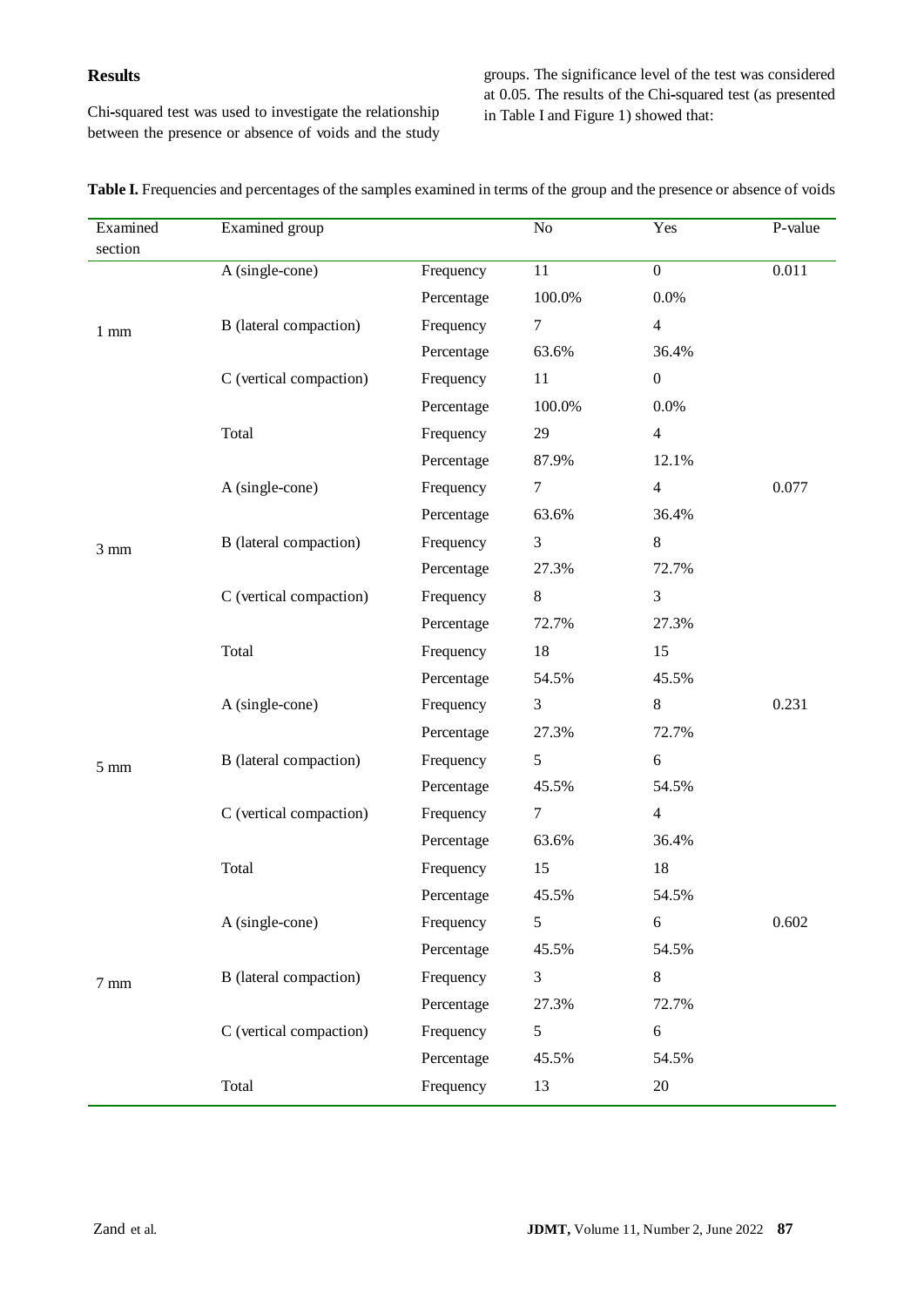## Results

Chi-squared test was used to investigate the relationship between the presence or absence of voids and the study groups. The significance level of the test was considered at 0.05. The results of the Chi-squared test (as presented in Table I and Figure 1) showed that:

**Table I.** Frequencies and percentages of the samples examined in terms of the group and the presence or absence of voids

| Examined section | Examined group | | No | Yes | P-value |
|---|---|---|---|---|---|
| 1 mm | A (single-cone) | Frequency | 11 | 0 | 0.011 |
| | | Percentage | 100.0% | 0.0% | |
| | B (lateral compaction) | Frequency | 7 | 4 | |
| | | Percentage | 63.6% | 36.4% | |
| | C (vertical compaction) | Frequency | 11 | 0 | |
| | | Percentage | 100.0% | 0.0% | |
| | Total | Frequency | 29 | 4 | |
| | | Percentage | 87.9% | 12.1% | |
| 3 mm | A (single-cone) | Frequency | 7 | 4 | 0.077 |
| | | Percentage | 63.6% | 36.4% | |
| | B (lateral compaction) | Frequency | 3 | 8 | |
| | | Percentage | 27.3% | 72.7% | |
| | C (vertical compaction) | Frequency | 8 | 3 | |
| | | Percentage | 72.7% | 27.3% | |
| | Total | Frequency | 18 | 15 | |
| | | Percentage | 54.5% | 45.5% | |
| 5 mm | A (single-cone) | Frequency | 3 | 8 | 0.231 |
| | | Percentage | 27.3% | 72.7% | |
| | B (lateral compaction) | Frequency | 5 | 6 | |
| | | Percentage | 45.5% | 54.5% | |
| | C (vertical compaction) | Frequency | 7 | 4 | |
| | | Percentage | 63.6% | 36.4% | |
| | Total | Frequency | 15 | 18 | |
| | | Percentage | 45.5% | 54.5% | |
| 7 mm | A (single-cone) | Frequency | 5 | 6 | 0.602 |
| | | Percentage | 45.5% | 54.5% | |
| | B (lateral compaction) | Frequency | 3 | 8 | |
| | | Percentage | 27.3% | 72.7% | |
| | C (vertical compaction) | Frequency | 5 | 6 | |
| | | Percentage | 45.5% | 54.5% | |
| | Total | Frequency | 13 | 20 | |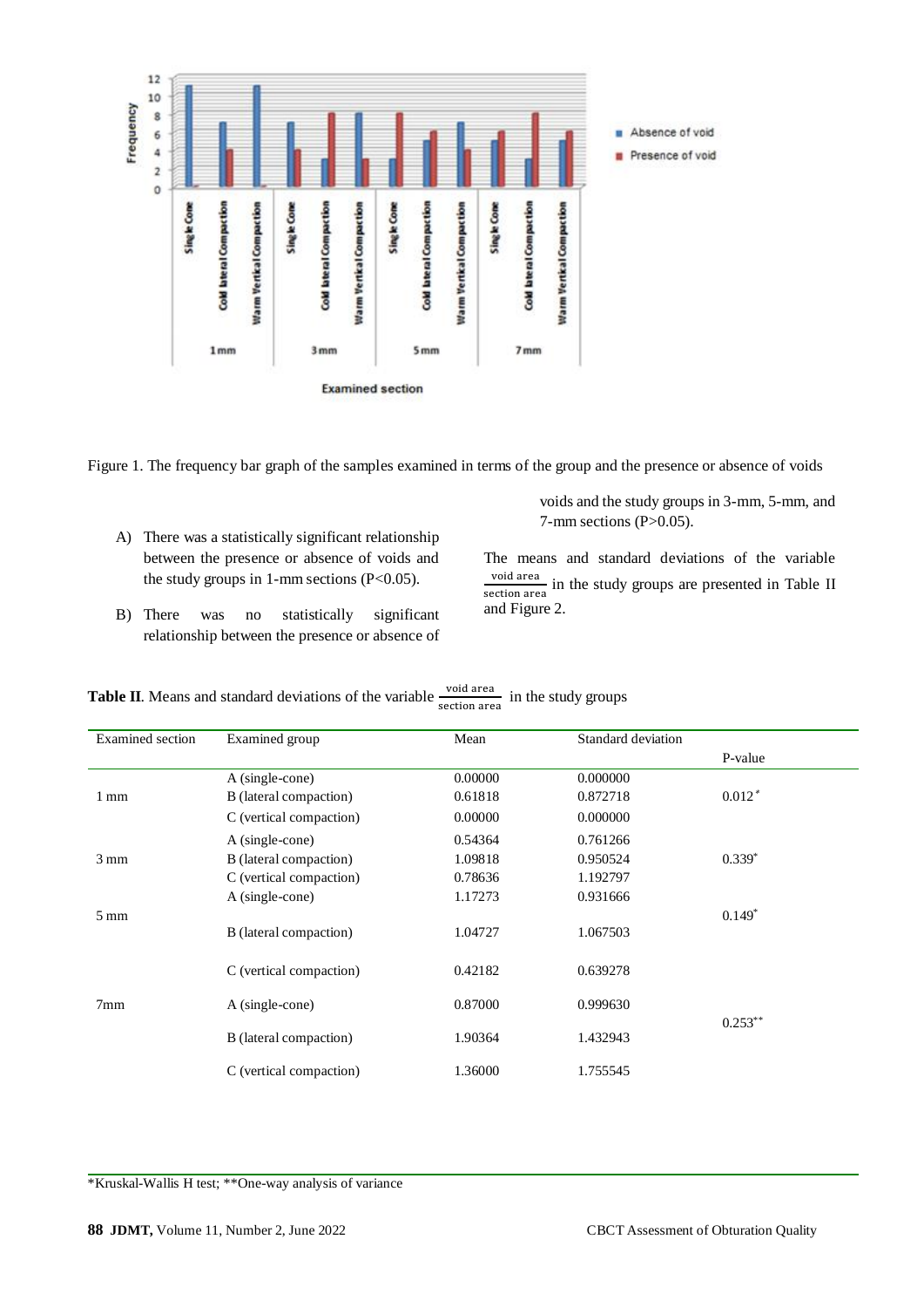Figure 1. The frequency bar graph of the samples examined in terms of the group and the presence or absence of voids

A) There was a statistically significant relationship between the presence or absence of voids and the study groups in 1-mm sections (P<0.05).

B) There was no statistically significant relationship between the presence or absence of voids and the study groups in 3-mm, 5-mm, and 7-mm sections (P>0.05).

The means and standard deviations of the variable $\frac{\text{void area}}{\text{section area}}$ in the study groups are presented in Table II and Figure 2.

**Table II**. Means and standard deviations of the variable $\frac{\text{void area}}{\text{section area}}$ in the study groups

| Examined section | Examined group | Mean | Standard deviation | P-value |
|---|---|---|---|---|
| 1 mm | A (single-cone) | 0.00000 | 0.000000 | 0.012* |
| | B (lateral compaction) | 0.61818 | 0.872718 | |
| | C (vertical compaction) | 0.00000 | 0.000000 | |
| 3 mm | A (single-cone) | 0.54364 | 0.761266 | 0.339* |
| | B (lateral compaction) | 1.09818 | 0.950524 | |
| | C (vertical compaction) | 0.78636 | 1.192797 | |
| 5 mm | A (single-cone) | 1.17273 | 0.931666 | 0.149* |
| | B (lateral compaction) | 1.04727 | 1.067503 | |
| | C (vertical compaction) | 0.42182 | 0.639278 | |
| 7mm | A (single-cone) | 0.87000 | 0.999630 | 0.253** |
| | B (lateral compaction) | 1.90364 | 1.432943 | |
| | C (vertical compaction) | 1.36000 | 1.755545 | |

*Kruskal-Wallis H test; **One-way analysis of variance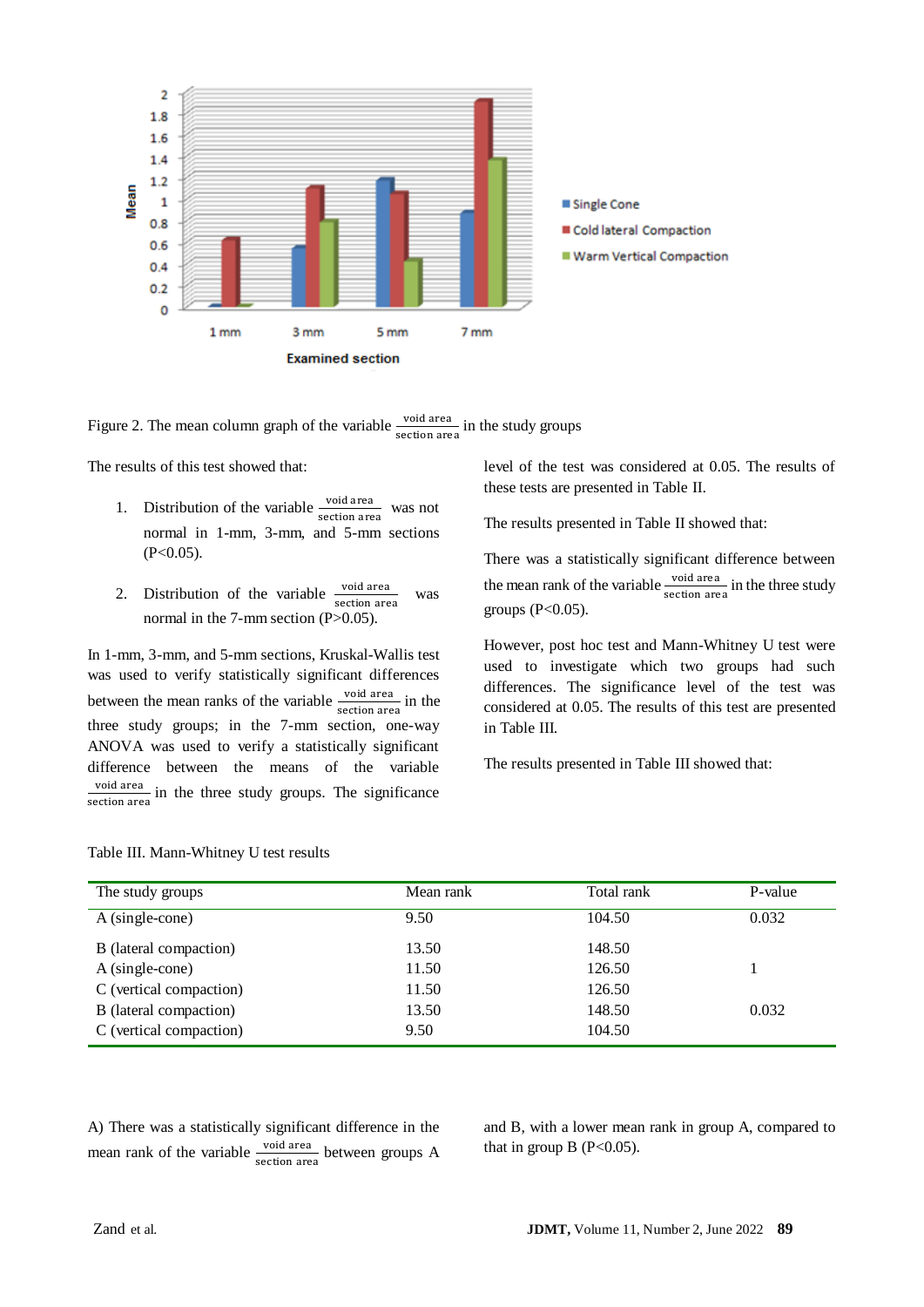Figure 2. The mean column graph of the variable $\frac{\text{void area}}{\text{section area}}$ in the study groups

The results of this test showed that:

1. Distribution of the variable $\frac{\text{void area}}{\text{section area}}$ was not normal in 1-mm, 3-mm, and 5-mm sections ($P<0.05$).
2. Distribution of the variable $\frac{\text{void area}}{\text{section area}}$ was normal in the 7-mm section ($P>0.05$).

In 1-mm, 3-mm, and 5-mm sections, Kruskal-Wallis test was used to verify statistically significant differences between the mean ranks of the variable $\frac{\text{void area}}{\text{section area}}$ in the three study groups; in the 7-mm section, one-way ANOVA was used to verify a statistically significant difference between the means of the variable $\frac{\text{void area}}{\text{section area}}$ in the three study groups. The significance level of the test was considered at 0.05. The results of these tests are presented in Table II.

The results presented in Table II showed that:

There was a statistically significant difference between the mean rank of the variable $\frac{\text{void area}}{\text{section area}}$ in the three study groups ($P<0.05$).

However, post hoc test and Mann-Whitney U test were used to investigate which two groups had such differences. The significance level of the test was considered at 0.05. The results of this test are presented in Table III.

The results presented in Table III showed that:

Table III. Mann-Whitney U test results

| The study groups | Mean rank | Total rank | P-value |
|---|---|---|---|
| A (single-cone) | 9.50 | 104.50 | 0.032 |
| B (lateral compaction) | 13.50 | 148.50 | |
| A (single-cone) | 11.50 | 126.50 | 1 |
| C (vertical compaction) | 11.50 | 126.50 | |
| B (lateral compaction) | 13.50 | 148.50 | 0.032 |
| C (vertical compaction) | 9.50 | 104.50 | |

A) There was a statistically significant difference in the mean rank of the variable $\frac{\text{void area}}{\text{section area}}$ between groups A and B, with a lower mean rank in group A, compared to that in group B ($P<0.05$).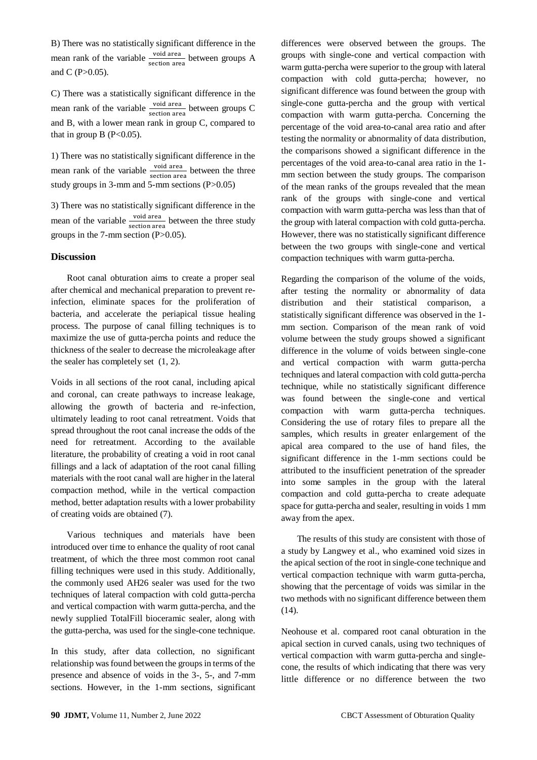B) There was no statistically significant difference in the mean rank of the variable $\frac{\text{void area}}{\text{section area}}$ between groups A and C (P>0.05).

C) There was a statistically significant difference in the mean rank of the variable $\frac{\text{void area}}{\text{section area}}$ between groups C and B, with a lower mean rank in group C, compared to that in group B (P<0.05).

1) There was no statistically significant difference in the mean rank of the variable $\frac{\text{void area}}{\text{section area}}$ between the three study groups in 3-mm and 5-mm sections (P>0.05)

3) There was no statistically significant difference in the mean of the variable $\frac{\text{void area}}{\text{section area}}$ between the three study groups in the 7-mm section (P>0.05).

## Discussion

Root canal obturation aims to create a proper seal after chemical and mechanical preparation to prevent re-infection, eliminate spaces for the proliferation of bacteria, and accelerate the periapical tissue healing process. The purpose of canal filling techniques is to maximize the use of gutta-percha points and reduce the thickness of the sealer to decrease the microleakage after the sealer has completely set (1, 2).

Voids in all sections of the root canal, including apical and coronal, can create pathways to increase leakage, allowing the growth of bacteria and re-infection, ultimately leading to root canal retreatment. Voids that spread throughout the root canal increase the odds of the need for retreatment. According to the available literature, the probability of creating a void in root canal fillings and a lack of adaptation of the root canal filling materials with the root canal wall are higher in the lateral compaction method, while in the vertical compaction method, better adaptation results with a lower probability of creating voids are obtained (7).

Various techniques and materials have been introduced over time to enhance the quality of root canal treatment, of which the three most common root canal filling techniques were used in this study. Additionally, the commonly used AH26 sealer was used for the two techniques of lateral compaction with cold gutta-percha and vertical compaction with warm gutta-percha, and the newly supplied TotalFill bioceramic sealer, along with the gutta-percha, was used for the single-cone technique.

In this study, after data collection, no significant relationship was found between the groups in terms of the presence and absence of voids in the 3-, 5-, and 7-mm sections. However, in the 1-mm sections, significant differences were observed between the groups. The groups with single-cone and vertical compaction with warm gutta-percha were superior to the group with lateral compaction with cold gutta-percha; however, no significant difference was found between the group with single-cone gutta-percha and the group with vertical compaction with warm gutta-percha. Concerning the percentage of the void area-to-canal area ratio and after testing the normality or abnormality of data distribution, the comparisons showed a significant difference in the percentages of the void area-to-canal area ratio in the 1-mm section between the study groups. The comparison of the mean ranks of the groups revealed that the mean rank of the groups with single-cone and vertical compaction with warm gutta-percha was less than that of the group with lateral compaction with cold gutta-percha. However, there was no statistically significant difference between the two groups with single-cone and vertical compaction techniques with warm gutta-percha.

Regarding the comparison of the volume of the voids, after testing the normality or abnormality of data distribution and their statistical comparison, a statistically significant difference was observed in the 1-mm section. Comparison of the mean rank of void volume between the study groups showed a significant difference in the volume of voids between single-cone and vertical compaction with warm gutta-percha techniques and lateral compaction with cold gutta-percha technique, while no statistically significant difference was found between the single-cone and vertical compaction with warm gutta-percha techniques. Considering the use of rotary files to prepare all the samples, which results in greater enlargement of the apical area compared to the use of hand files, the significant difference in the 1-mm sections could be attributed to the insufficient penetration of the spreader into some samples in the group with the lateral compaction and cold gutta-percha to create adequate space for gutta-percha and sealer, resulting in voids 1 mm away from the apex.

The results of this study are consistent with those of a study by Langwey et al., who examined void sizes in the apical section of the root in single-cone technique and vertical compaction technique with warm gutta-percha, showing that the percentage of voids was similar in the two methods with no significant difference between them (14).

Neohouse et al. compared root canal obturation in the apical section in curved canals, using two techniques of vertical compaction with warm gutta-percha and single-cone, the results of which indicating that there was very little difference or no difference between the two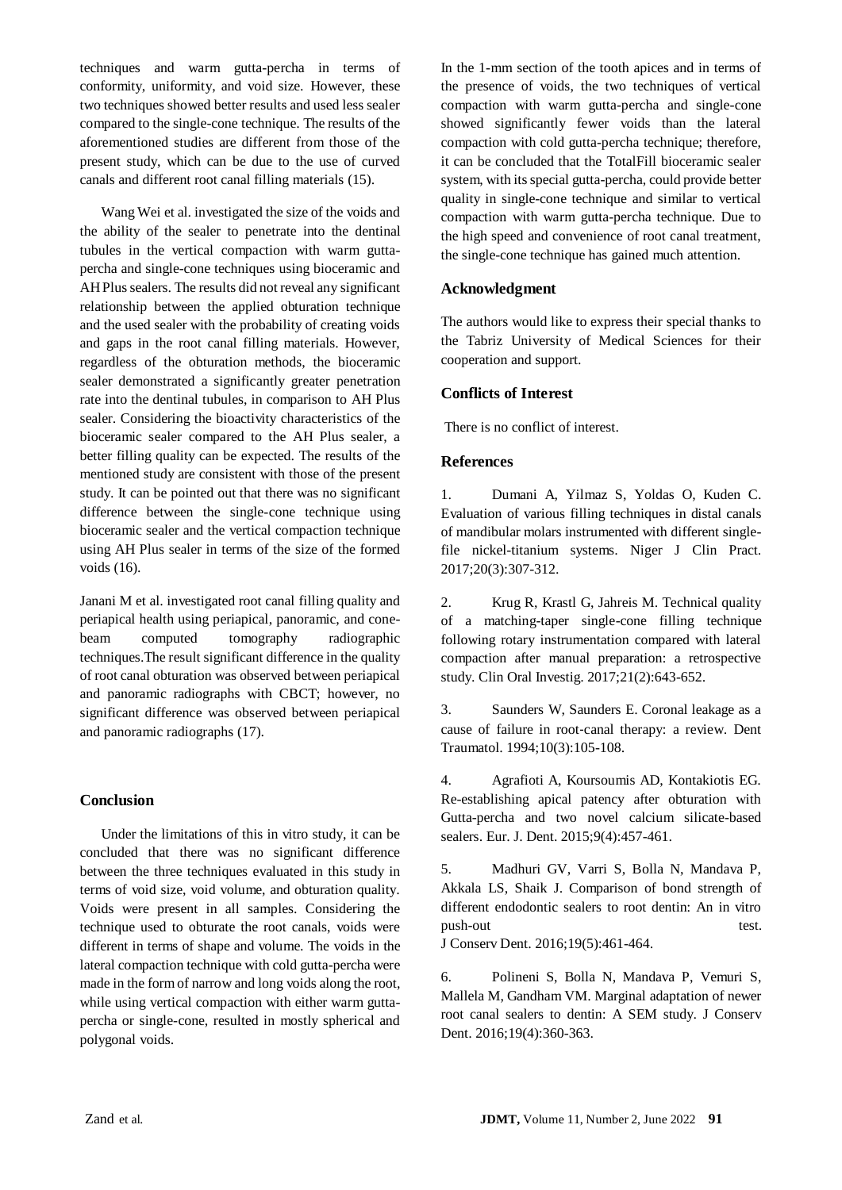techniques and warm gutta-percha in terms of conformity, uniformity, and void size. However, these two techniques showed better results and used less sealer compared to the single-cone technique. The results of the aforementioned studies are different from those of the present study, which can be due to the use of curved canals and different root canal filling materials (15).

Wang Wei et al. investigated the size of the voids and the ability of the sealer to penetrate into the dentinal tubules in the vertical compaction with warm gutta-percha and single-cone techniques using bioceramic and AH Plus sealers. The results did not reveal any significant relationship between the applied obturation technique and the used sealer with the probability of creating voids and gaps in the root canal filling materials. However, regardless of the obturation methods, the bioceramic sealer demonstrated a significantly greater penetration rate into the dentinal tubules, in comparison to AH Plus sealer. Considering the bioactivity characteristics of the bioceramic sealer compared to the AH Plus sealer, a better filling quality can be expected. The results of the mentioned study are consistent with those of the present study. It can be pointed out that there was no significant difference between the single-cone technique using bioceramic sealer and the vertical compaction technique using AH Plus sealer in terms of the size of the formed voids (16).

Janani M et al. investigated root canal filling quality and periapical health using periapical, panoramic, and cone-beam computed tomography radiographic techniques.The result significant difference in the quality of root canal obturation was observed between periapical and panoramic radiographs with CBCT; however, no significant difference was observed between periapical and panoramic radiographs (17).

## Conclusion

Under the limitations of this in vitro study, it can be concluded that there was no significant difference between the three techniques evaluated in this study in terms of void size, void volume, and obturation quality. Voids were present in all samples. Considering the technique used to obturate the root canals, voids were different in terms of shape and volume. The voids in the lateral compaction technique with cold gutta-percha were made in the form of narrow and long voids along the root, while using vertical compaction with either warm gutta-percha or single-cone, resulted in mostly spherical and polygonal voids.

In the 1-mm section of the tooth apices and in terms of the presence of voids, the two techniques of vertical compaction with warm gutta-percha and single-cone showed significantly fewer voids than the lateral compaction with cold gutta-percha technique; therefore, it can be concluded that the TotalFill bioceramic sealer system, with its special gutta-percha, could provide better quality in single-cone technique and similar to vertical compaction with warm gutta-percha technique. Due to the high speed and convenience of root canal treatment, the single-cone technique has gained much attention.

## Acknowledgment

The authors would like to express their special thanks to the Tabriz University of Medical Sciences for their cooperation and support.

## Conflicts of Interest

There is no conflict of interest.

## References

1. Dumani A, Yilmaz S, Yoldas O, Kuden C. Evaluation of various filling techniques in distal canals of mandibular molars instrumented with different single-file nickel-titanium systems. Niger J Clin Pract. 2017;20(3):307-312.

2. Krug R, Krastl G, Jahreis M. Technical quality of a matching-taper single-cone filling technique following rotary instrumentation compared with lateral compaction after manual preparation: a retrospective study. Clin Oral Investig. 2017;21(2):643-652.

3. Saunders W, Saunders E. Coronal leakage as a cause of failure in root-canal therapy: a review. Dent Traumatol. 1994;10(3):105-108.

4. Agrafioti A, Koursoumis AD, Kontakiotis EG. Re-establishing apical patency after obturation with Gutta-percha and two novel calcium silicate-based sealers. Eur. J. Dent. 2015;9(4):457-461.

5. Madhuri GV, Varri S, Bolla N, Mandava P, Akkala LS, Shaik J. Comparison of bond strength of different endodontic sealers to root dentin: An in vitro push-out test. J Conserv Dent. 2016;19(5):461-464.

6. Polineni S, Bolla N, Mandava P, Vemuri S, Mallela M, Gandham VM. Marginal adaptation of newer root canal sealers to dentin: A SEM study. J Conserv Dent. 2016;19(4):360-363.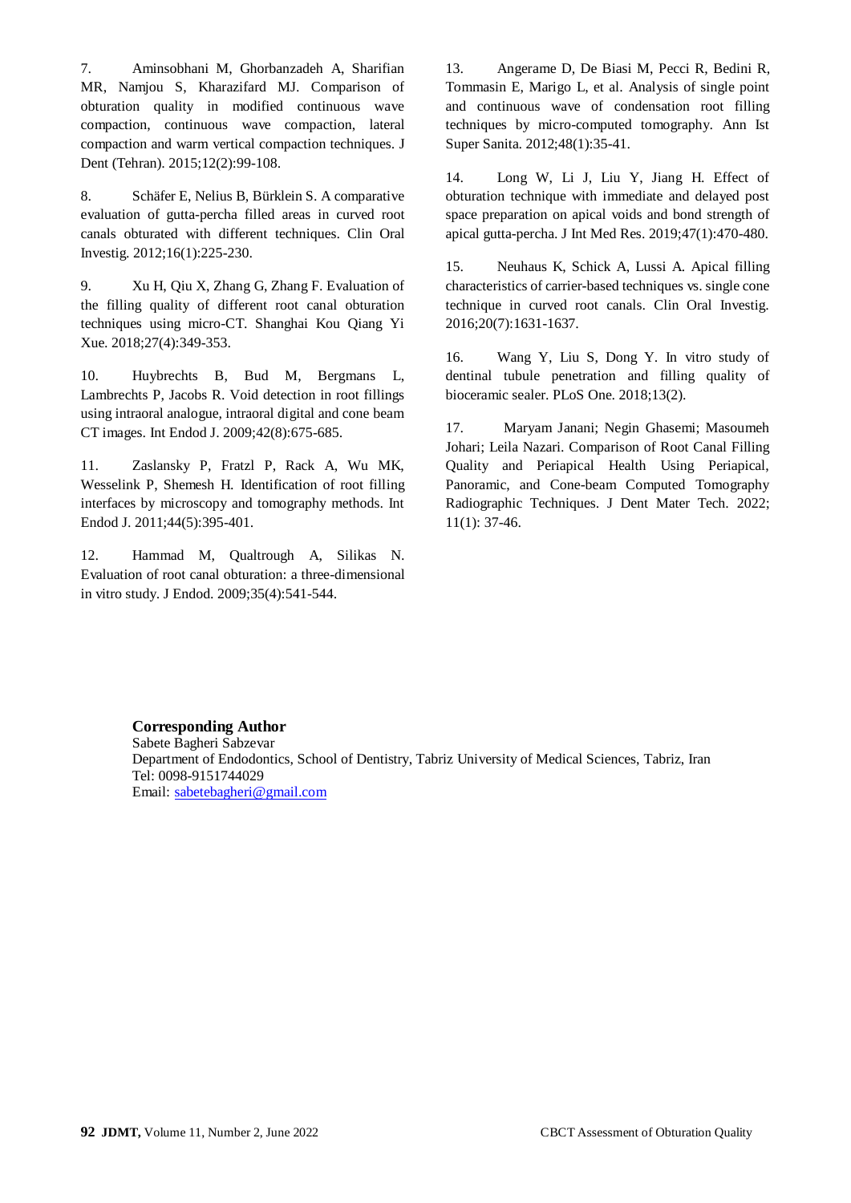7. Aminsobhani M, Ghorbanzadeh A, Sharifian MR, Namjou S, Kharazifard MJ. Comparison of obturation quality in modified continuous wave compaction, continuous wave compaction, lateral compaction and warm vertical compaction techniques. J Dent (Tehran). 2015;12(2):99-108.

8. Schäfer E, Nelius B, Bürklein S. A comparative evaluation of gutta-percha filled areas in curved root canals obturated with different techniques. Clin Oral Investig. 2012;16(1):225-230.

9. Xu H, Qiu X, Zhang G, Zhang F. Evaluation of the filling quality of different root canal obturation techniques using micro-CT. Shanghai Kou Qiang Yi Xue. 2018;27(4):349-353.

10. Huybrechts B, Bud M, Bergmans L, Lambrechts P, Jacobs R. Void detection in root fillings using intraoral analogue, intraoral digital and cone beam CT images. Int Endod J. 2009;42(8):675-685.

11. Zaslansky P, Fratzl P, Rack A, Wu MK, Wesselink P, Shemesh H. Identification of root filling interfaces by microscopy and tomography methods. Int Endod J. 2011;44(5):395-401.

12. Hammad M, Qualtrough A, Silikas N. Evaluation of root canal obturation: a three-dimensional in vitro study. J Endod. 2009;35(4):541-544.

13. Angerame D, De Biasi M, Pecci R, Bedini R, Tommasin E, Marigo L, et al. Analysis of single point and continuous wave of condensation root filling techniques by micro-computed tomography. Ann Ist Super Sanita. 2012;48(1):35-41.

14. Long W, Li J, Liu Y, Jiang H. Effect of obturation technique with immediate and delayed post space preparation on apical voids and bond strength of apical gutta-percha. J Int Med Res. 2019;47(1):470-480.

15. Neuhaus K, Schick A, Lussi A. Apical filling characteristics of carrier-based techniques vs. single cone technique in curved root canals. Clin Oral Investig. 2016;20(7):1631-1637.

16. Wang Y, Liu S, Dong Y. In vitro study of dentinal tubule penetration and filling quality of bioceramic sealer. PLoS One. 2018;13(2).

17. Maryam Janani; Negin Ghasemi; Masoumeh Johari; Leila Nazari. Comparison of Root Canal Filling Quality and Periapical Health Using Periapical, Panoramic, and Cone-beam Computed Tomography Radiographic Techniques. J Dent Mater Tech. 2022; 11(1): 37-46.

**Corresponding Author**
Sabete Bagheri Sabzevar
Department of Endodontics, School of Dentistry, Tabriz University of Medical Sciences, Tabriz, Iran
Tel: 0098-9151744029
Email: sabetebagheri@gmail.com